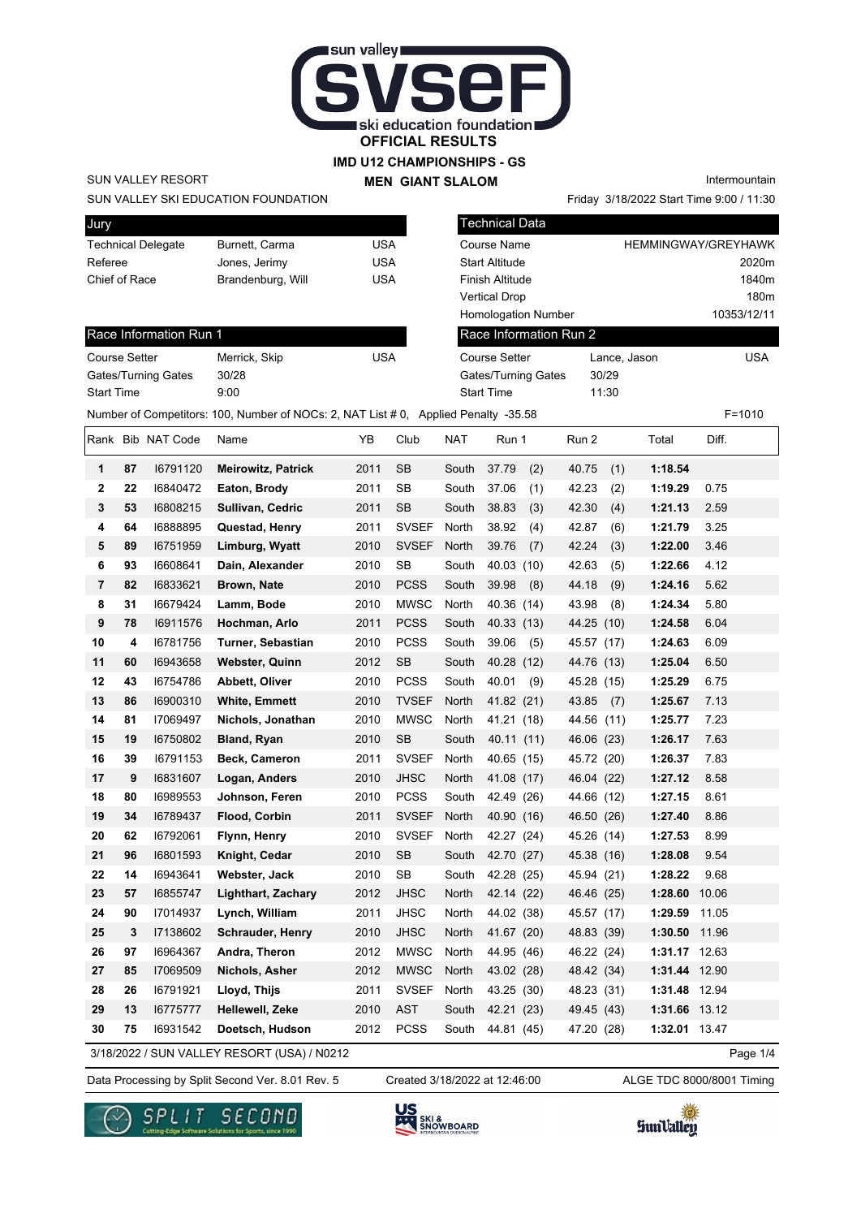# OFFICIAL RESULTS

## IMD U12 CHAMPIONSHIPS - GS

## MEN GIANT SLALOM

SUN VALLEY RESORT
SUN VALLEY SKI EDUCATION FOUNDATION

Intermountain
Friday 3/18/2022 Start Time 9:00 / 11:30

| Jury | | |
|---|---|---|
| Technical Delegate | Burnett, Carma | USA |
| Referee | Jones, Jerimy | USA |
| Chief of Race | Brandenburg, Will | USA |

| Technical Data | |
|---|---|
| Course Name | HEMMINGWAY/GREYHAWK |
| Start Altitude | 2020m |
| Finish Altitude | 1840m |
| Vertical Drop | 180m |
| Homologation Number | 10353/12/11 |

| Race Information Run 1 | | |
|---|---|---|
| Course Setter | Merrick, Skip | USA |
| Gates/Turning Gates | 30/28 | |
| Start Time | 9:00 | |

| Race Information Run 2 | | |
|---|---|---|
| Course Setter | Lance, Jason | USA |
| Gates/Turning Gates | 30/29 | |
| Start Time | 11:30 | |

Number of Competitors: 100, Number of NOCs: 2, NAT List # 0, Applied Penalty -35.58 F=1010

| Rank | Bib | NAT Code | Name | YB | Club | NAT | Run 1 | Run 2 | Total | Diff. |
|---|---|---|---|---|---|---|---|---|---|---|
| 1 | 87 | I6791120 | **Meirowitz, Patrick** | 2011 | SB | South | 37.79 (2) | 40.75 (1) | **1:18.54** | |
| 2 | 22 | I6840472 | **Eaton, Brody** | 2011 | SB | South | 37.06 (1) | 42.23 (2) | **1:19.29** | 0.75 |
| 3 | 53 | I6808215 | **Sullivan, Cedric** | 2011 | SB | South | 38.83 (3) | 42.30 (4) | **1:21.13** | 2.59 |
| 4 | 64 | I6888895 | **Questad, Henry** | 2011 | SVSEF | North | 38.92 (4) | 42.87 (6) | **1:21.79** | 3.25 |
| 5 | 89 | I6751959 | **Limburg, Wyatt** | 2010 | SVSEF | North | 39.76 (7) | 42.24 (3) | **1:22.00** | 3.46 |
| 6 | 93 | I6608641 | **Dain, Alexander** | 2010 | SB | South | 40.03 (10) | 42.63 (5) | **1:22.66** | 4.12 |
| 7 | 82 | I6833621 | **Brown, Nate** | 2010 | PCSS | South | 39.98 (8) | 44.18 (9) | **1:24.16** | 5.62 |
| 8 | 31 | I6679424 | **Lamm, Bode** | 2010 | MWSC | North | 40.36 (14) | 43.98 (8) | **1:24.34** | 5.80 |
| 9 | 78 | I6911576 | **Hochman, Arlo** | 2011 | PCSS | South | 40.33 (13) | 44.25 (10) | **1:24.58** | 6.04 |
| 10 | 4 | I6781756 | **Turner, Sebastian** | 2010 | PCSS | South | 39.06 (5) | 45.57 (17) | **1:24.63** | 6.09 |
| 11 | 60 | I6943658 | **Webster, Quinn** | 2012 | SB | South | 40.28 (12) | 44.76 (13) | **1:25.04** | 6.50 |
| 12 | 43 | I6754786 | **Abbett, Oliver** | 2010 | PCSS | South | 40.01 (9) | 45.28 (15) | **1:25.29** | 6.75 |
| 13 | 86 | I6900310 | **White, Emmett** | 2010 | TVSEF | North | 41.82 (21) | 43.85 (7) | **1:25.67** | 7.13 |
| 14 | 81 | I7069497 | **Nichols, Jonathan** | 2010 | MWSC | North | 41.21 (18) | 44.56 (11) | **1:25.77** | 7.23 |
| 15 | 19 | I6750802 | **Bland, Ryan** | 2010 | SB | South | 40.11 (11) | 46.06 (23) | **1:26.17** | 7.63 |
| 16 | 39 | I6791153 | **Beck, Cameron** | 2011 | SVSEF | North | 40.65 (15) | 45.72 (20) | **1:26.37** | 7.83 |
| 17 | 9 | I6831607 | **Logan, Anders** | 2010 | JHSC | North | 41.08 (17) | 46.04 (22) | **1:27.12** | 8.58 |
| 18 | 80 | I6989553 | **Johnson, Feren** | 2010 | PCSS | South | 42.49 (26) | 44.66 (12) | **1:27.15** | 8.61 |
| 19 | 34 | I6789437 | **Flood, Corbin** | 2011 | SVSEF | North | 40.90 (16) | 46.50 (26) | **1:27.40** | 8.86 |
| 20 | 62 | I6792061 | **Flynn, Henry** | 2010 | SVSEF | North | 42.27 (24) | 45.26 (14) | **1:27.53** | 8.99 |
| 21 | 96 | I6801593 | **Knight, Cedar** | 2010 | SB | South | 42.70 (27) | 45.38 (16) | **1:28.08** | 9.54 |
| 22 | 14 | I6943641 | **Webster, Jack** | 2010 | SB | South | 42.28 (25) | 45.94 (21) | **1:28.22** | 9.68 |
| 23 | 57 | I6855747 | **Lighthart, Zachary** | 2012 | JHSC | North | 42.14 (22) | 46.46 (25) | **1:28.60** | 10.06 |
| 24 | 90 | I7014937 | **Lynch, William** | 2011 | JHSC | North | 44.02 (38) | 45.57 (17) | **1:29.59** | 11.05 |
| 25 | 3 | I7138602 | **Schrauder, Henry** | 2010 | JHSC | North | 41.67 (20) | 48.83 (39) | **1:30.50** | 11.96 |
| 26 | 97 | I6964367 | **Andra, Theron** | 2012 | MWSC | North | 44.95 (46) | 46.22 (24) | **1:31.17** | 12.63 |
| 27 | 85 | I7069509 | **Nichols, Asher** | 2012 | MWSC | North | 43.02 (28) | 48.42 (34) | **1:31.44** | 12.90 |
| 28 | 26 | I6791921 | **Lloyd, Thijs** | 2011 | SVSEF | North | 43.25 (30) | 48.23 (31) | **1:31.48** | 12.94 |
| 29 | 13 | I6775777 | **Hellewell, Zeke** | 2010 | AST | South | 42.21 (23) | 49.45 (43) | **1:31.66** | 13.12 |
| 30 | 75 | I6931542 | **Doetsch, Hudson** | 2012 | PCSS | South | 44.81 (45) | 47.20 (28) | **1:32.01** | 13.47 |

3/18/2022 / SUN VALLEY RESORT (USA) / N0212

Data Processing by Split Second Ver. 8.01 Rev. 5 Created 3/18/2022 at 12:46:00 ALGE TDC 8000/8001 Timing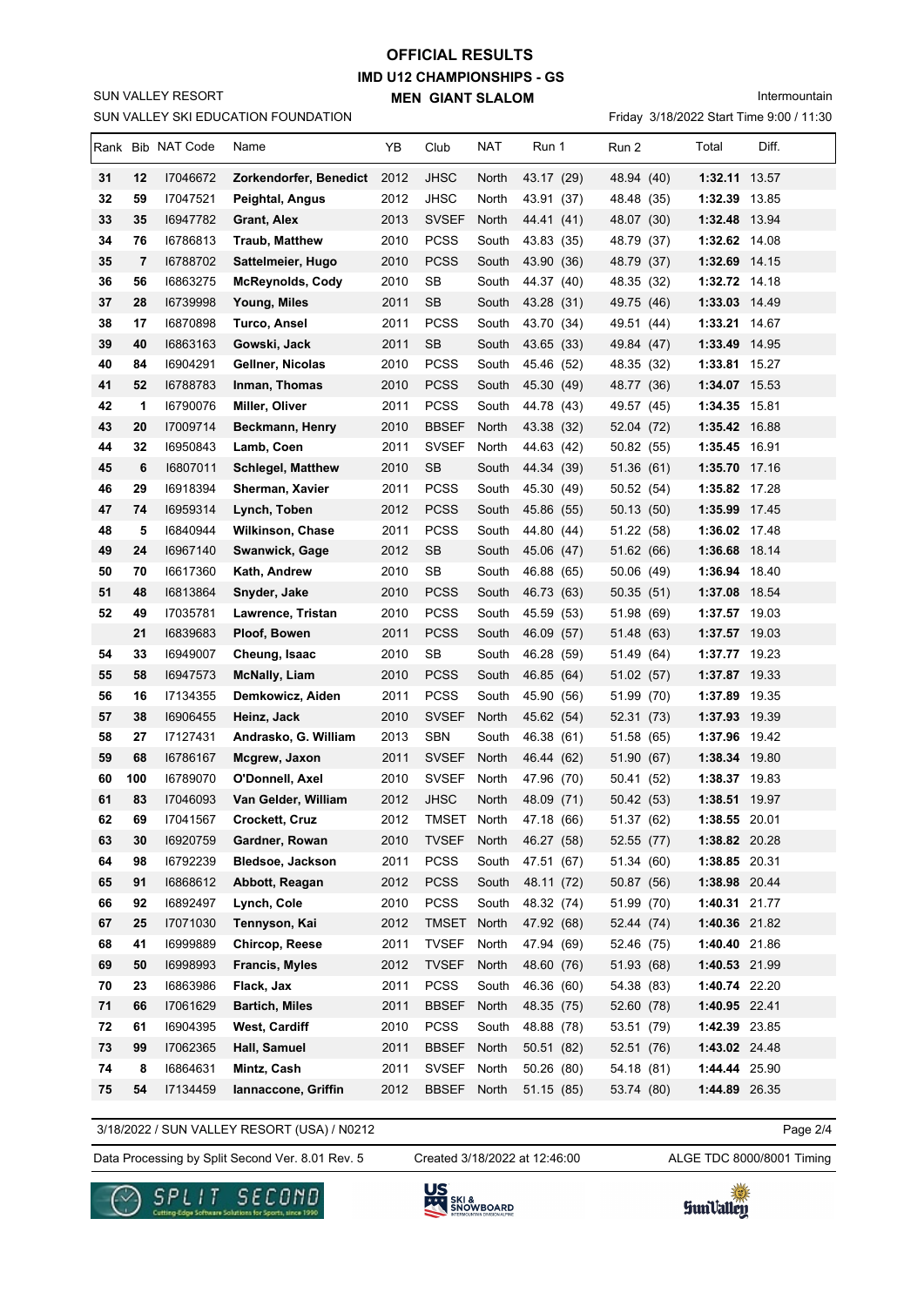# OFFICIAL RESULTS

## IMD U12 CHAMPIONSHIPS - GS

### MEN GIANT SLALOM

SUN VALLEY RESORT

SUN VALLEY SKI EDUCATION FOUNDATION

Intermountain

Friday 3/18/2022 Start Time 9:00 / 11:30

| Rank | Bib | NAT Code | Name | YB | Club | NAT | Run 1 | Run 2 | Total | Diff. |
|---|---|---|---|---|---|---|---|---|---|---|
| 31 | 12 | I7046672 | Zorkendorfer, Benedict | 2012 | JHSC | North | 43.17 (29) | 48.94 (40) | 1:32.11 | 13.57 |
| 32 | 59 | I7047521 | Peightal, Angus | 2012 | JHSC | North | 43.91 (37) | 48.48 (35) | 1:32.39 | 13.85 |
| 33 | 35 | I6947782 | Grant, Alex | 2013 | SVSEF | North | 44.41 (41) | 48.07 (30) | 1:32.48 | 13.94 |
| 34 | 76 | I6786813 | Traub, Matthew | 2010 | PCSS | South | 43.83 (35) | 48.79 (37) | 1:32.62 | 14.08 |
| 35 | 7 | I6788702 | Sattelmeier, Hugo | 2010 | PCSS | South | 43.90 (36) | 48.79 (37) | 1:32.69 | 14.15 |
| 36 | 56 | I6863275 | McReynolds, Cody | 2010 | SB | South | 44.37 (40) | 48.35 (32) | 1:32.72 | 14.18 |
| 37 | 28 | I6739998 | Young, Miles | 2011 | SB | South | 43.28 (31) | 49.75 (46) | 1:33.03 | 14.49 |
| 38 | 17 | I6870898 | Turco, Ansel | 2011 | PCSS | South | 43.70 (34) | 49.51 (44) | 1:33.21 | 14.67 |
| 39 | 40 | I6863163 | Gowski, Jack | 2011 | SB | South | 43.65 (33) | 49.84 (47) | 1:33.49 | 14.95 |
| 40 | 84 | I6904291 | Gellner, Nicolas | 2010 | PCSS | South | 45.46 (52) | 48.35 (32) | 1:33.81 | 15.27 |
| 41 | 52 | I6788783 | Inman, Thomas | 2010 | PCSS | South | 45.30 (49) | 48.77 (36) | 1:34.07 | 15.53 |
| 42 | 1 | I6790076 | Miller, Oliver | 2011 | PCSS | South | 44.78 (43) | 49.57 (45) | 1:34.35 | 15.81 |
| 43 | 20 | I7009714 | Beckmann, Henry | 2010 | BBSEF | North | 43.38 (32) | 52.04 (72) | 1:35.42 | 16.88 |
| 44 | 32 | I6950843 | Lamb, Coen | 2011 | SVSEF | North | 44.63 (42) | 50.82 (55) | 1:35.45 | 16.91 |
| 45 | 6 | I6807011 | Schlegel, Matthew | 2010 | SB | South | 44.34 (39) | 51.36 (61) | 1:35.70 | 17.16 |
| 46 | 29 | I6918394 | Sherman, Xavier | 2011 | PCSS | South | 45.30 (49) | 50.52 (54) | 1:35.82 | 17.28 |
| 47 | 74 | I6959314 | Lynch, Toben | 2012 | PCSS | South | 45.86 (55) | 50.13 (50) | 1:35.99 | 17.45 |
| 48 | 5 | I6840944 | Wilkinson, Chase | 2011 | PCSS | South | 44.80 (44) | 51.22 (58) | 1:36.02 | 17.48 |
| 49 | 24 | I6967140 | Swanwick, Gage | 2012 | SB | South | 45.06 (47) | 51.62 (66) | 1:36.68 | 18.14 |
| 50 | 70 | I6617360 | Kath, Andrew | 2010 | SB | South | 46.88 (65) | 50.06 (49) | 1:36.94 | 18.40 |
| 51 | 48 | I6813864 | Snyder, Jake | 2010 | PCSS | South | 46.73 (63) | 50.35 (51) | 1:37.08 | 18.54 |
| 52 | 49 | I7035781 | Lawrence, Tristan | 2010 | PCSS | South | 45.59 (53) | 51.98 (69) | 1:37.57 | 19.03 |
| | 21 | I6839683 | Ploof, Bowen | 2011 | PCSS | South | 46.09 (57) | 51.48 (63) | 1:37.57 | 19.03 |
| 54 | 33 | I6949007 | Cheung, Isaac | 2010 | SB | South | 46.28 (59) | 51.49 (64) | 1:37.77 | 19.23 |
| 55 | 58 | I6947573 | McNally, Liam | 2010 | PCSS | South | 46.85 (64) | 51.02 (57) | 1:37.87 | 19.33 |
| 56 | 16 | I7134355 | Demkowicz, Aiden | 2011 | PCSS | South | 45.90 (56) | 51.99 (70) | 1:37.89 | 19.35 |
| 57 | 38 | I6906455 | Heinz, Jack | 2010 | SVSEF | North | 45.62 (54) | 52.31 (73) | 1:37.93 | 19.39 |
| 58 | 27 | I7127431 | Andrasko, G. William | 2013 | SBN | South | 46.38 (61) | 51.58 (65) | 1:37.96 | 19.42 |
| 59 | 68 | I6786167 | Mcgrew, Jaxon | 2011 | SVSEF | North | 46.44 (62) | 51.90 (67) | 1:38.34 | 19.80 |
| 60 | 100 | I6789070 | O'Donnell, Axel | 2010 | SVSEF | North | 47.96 (70) | 50.41 (52) | 1:38.37 | 19.83 |
| 61 | 83 | I7046093 | Van Gelder, William | 2012 | JHSC | North | 48.09 (71) | 50.42 (53) | 1:38.51 | 19.97 |
| 62 | 69 | I7041567 | Crockett, Cruz | 2012 | TMSET | North | 47.18 (66) | 51.37 (62) | 1:38.55 | 20.01 |
| 63 | 30 | I6920759 | Gardner, Rowan | 2010 | TVSEF | North | 46.27 (58) | 52.55 (77) | 1:38.82 | 20.28 |
| 64 | 98 | I6792239 | Bledsoe, Jackson | 2011 | PCSS | South | 47.51 (67) | 51.34 (60) | 1:38.85 | 20.31 |
| 65 | 91 | I6868612 | Abbott, Reagan | 2012 | PCSS | South | 48.11 (72) | 50.87 (56) | 1:38.98 | 20.44 |
| 66 | 92 | I6892497 | Lynch, Cole | 2010 | PCSS | South | 48.32 (74) | 51.99 (70) | 1:40.31 | 21.77 |
| 67 | 25 | I7071030 | Tennyson, Kai | 2012 | TMSET | North | 47.92 (68) | 52.44 (74) | 1:40.36 | 21.82 |
| 68 | 41 | I6999889 | Chircop, Reese | 2011 | TVSEF | North | 47.94 (69) | 52.46 (75) | 1:40.40 | 21.86 |
| 69 | 50 | I6998993 | Francis, Myles | 2012 | TVSEF | North | 48.60 (76) | 51.93 (68) | 1:40.53 | 21.99 |
| 70 | 23 | I6863986 | Flack, Jax | 2011 | PCSS | South | 46.36 (60) | 54.38 (83) | 1:40.74 | 22.20 |
| 71 | 66 | I7061629 | Bartich, Miles | 2011 | BBSEF | North | 48.35 (75) | 52.60 (78) | 1:40.95 | 22.41 |
| 72 | 61 | I6904395 | West, Cardiff | 2010 | PCSS | South | 48.88 (78) | 53.51 (79) | 1:42.39 | 23.85 |
| 73 | 99 | I7062365 | Hall, Samuel | 2011 | BBSEF | North | 50.51 (82) | 52.51 (76) | 1:43.02 | 24.48 |
| 74 | 8 | I6864631 | Mintz, Cash | 2011 | SVSEF | North | 50.26 (80) | 54.18 (81) | 1:44.44 | 25.90 |
| 75 | 54 | I7134459 | Iannaccone, Griffin | 2012 | BBSEF | North | 51.15 (85) | 53.74 (80) | 1:44.89 | 26.35 |

3/18/2022 / SUN VALLEY RESORT (USA) / N0212

Data Processing by Split Second Ver. 8.01 Rev. 5 — Created 3/18/2022 at 12:46:00 — ALGE TDC 8000/8001 Timing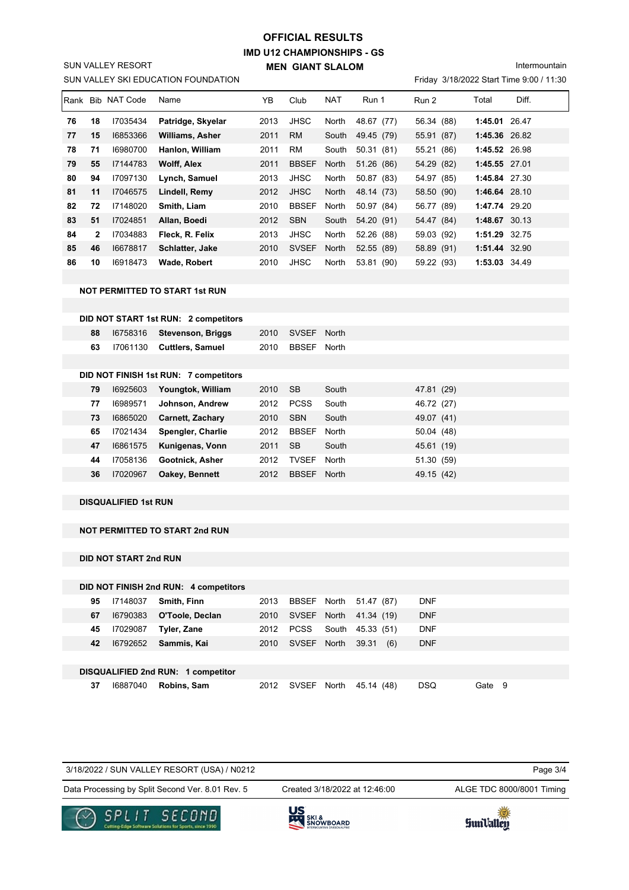# OFFICIAL RESULTS

## IMD U12 CHAMPIONSHIPS - GS

### MEN GIANT SLALOM

SUN VALLEY RESORT
SUN VALLEY SKI EDUCATION FOUNDATION

Intermountain
Friday 3/18/2022 Start Time 9:00 / 11:30

| Rank | Bib | NAT Code | Name | YB | Club | NAT | Run 1 | Run 2 | Total | Diff. |
|---|---|---|---|---|---|---|---|---|---|---|
| **76** | **18** | I7035434 | **Patridge, Skyelar** | 2013 | JHSC | North | 48.67 (77) | 56.34 (88) | **1:45.01** | 26.47 |
| **77** | **15** | I6853366 | **Williams, Asher** | 2011 | RM | South | 49.45 (79) | 55.91 (87) | **1:45.36** | 26.82 |
| **78** | **71** | I6980700 | **Hanlon, William** | 2011 | RM | South | 50.31 (81) | 55.21 (86) | **1:45.52** | 26.98 |
| **79** | **55** | I7144783 | **Wolff, Alex** | 2011 | BBSEF | North | 51.26 (86) | 54.29 (82) | **1:45.55** | 27.01 |
| **80** | **94** | I7097130 | **Lynch, Samuel** | 2013 | JHSC | North | 50.87 (83) | 54.97 (85) | **1:45.84** | 27.30 |
| **81** | **11** | I7046575 | **Lindell, Remy** | 2012 | JHSC | North | 48.14 (73) | 58.50 (90) | **1:46.64** | 28.10 |
| **82** | **72** | I7148020 | **Smith, Liam** | 2010 | BBSEF | North | 50.97 (84) | 56.77 (89) | **1:47.74** | 29.20 |
| **83** | **51** | I7024851 | **Allan, Boedi** | 2012 | SBN | South | 54.20 (91) | 54.47 (84) | **1:48.67** | 30.13 |
| **84** | **2** | I7034883 | **Fleck, R. Felix** | 2013 | JHSC | North | 52.26 (88) | 59.03 (92) | **1:51.29** | 32.75 |
| **85** | **46** | I6678817 | **Schlatter, Jake** | 2010 | SVSEF | North | 52.55 (89) | 58.89 (91) | **1:51.44** | 32.90 |
| **86** | **10** | I6918473 | **Wade, Robert** | 2010 | JHSC | North | 53.81 (90) | 59.22 (93) | **1:53.03** | 34.49 |

**NOT PERMITTED TO START 1st RUN**

**DID NOT START 1st RUN: 2 competitors**

| Bib | NAT Code | Name | YB | Club | NAT |
|---|---|---|---|---|---|
| **88** | I6758316 | **Stevenson, Briggs** | 2010 | SVSEF | North |
| **63** | I7061130 | **Cuttlers, Samuel** | 2010 | BBSEF | North |

**DID NOT FINISH 1st RUN: 7 competitors**

| Bib | NAT Code | Name | YB | Club | NAT | Run 2 |
|---|---|---|---|---|---|---|
| **79** | I6925603 | **Youngtok, William** | 2010 | SB | South | 47.81 (29) |
| **77** | I6989571 | **Johnson, Andrew** | 2012 | PCSS | South | 46.72 (27) |
| **73** | I6865020 | **Carnett, Zachary** | 2010 | SBN | South | 49.07 (41) |
| **65** | I7021434 | **Spengler, Charlie** | 2012 | BBSEF | North | 50.04 (48) |
| **47** | I6861575 | **Kunigenas, Vonn** | 2011 | SB | South | 45.61 (19) |
| **44** | I7058136 | **Gootnick, Asher** | 2012 | TVSEF | North | 51.30 (59) |
| **36** | I7020967 | **Oakey, Bennett** | 2012 | BBSEF | North | 49.15 (42) |

**DISQUALIFIED 1st RUN**

**NOT PERMITTED TO START 2nd RUN**

**DID NOT START 2nd RUN**

**DID NOT FINISH 2nd RUN: 4 competitors**

| Bib | NAT Code | Name | YB | Club | NAT | Run 1 | Run 2 |
|---|---|---|---|---|---|---|---|
| **95** | I7148037 | **Smith, Finn** | 2013 | BBSEF | North | 51.47 (87) | DNF |
| **67** | I6790383 | **O'Toole, Declan** | 2010 | SVSEF | North | 41.34 (19) | DNF |
| **45** | I7029087 | **Tyler, Zane** | 2012 | PCSS | South | 45.33 (51) | DNF |
| **42** | I6792652 | **Sammis, Kai** | 2010 | SVSEF | North | 39.31 (6) | DNF |

**DISQUALIFIED 2nd RUN: 1 competitor**

| Bib | NAT Code | Name | YB | Club | NAT | Run 1 | Run 2 | |
|---|---|---|---|---|---|---|---|---|
| **37** | I6887040 | **Robins, Sam** | 2012 | SVSEF | North | 45.14 (48) | DSQ | Gate 9 |

3/18/2022 / SUN VALLEY RESORT (USA) / N0212

Data Processing by Split Second Ver. 8.01 Rev. 5 — Created 3/18/2022 at 12:46:00 — ALGE TDC 8000/8001 Timing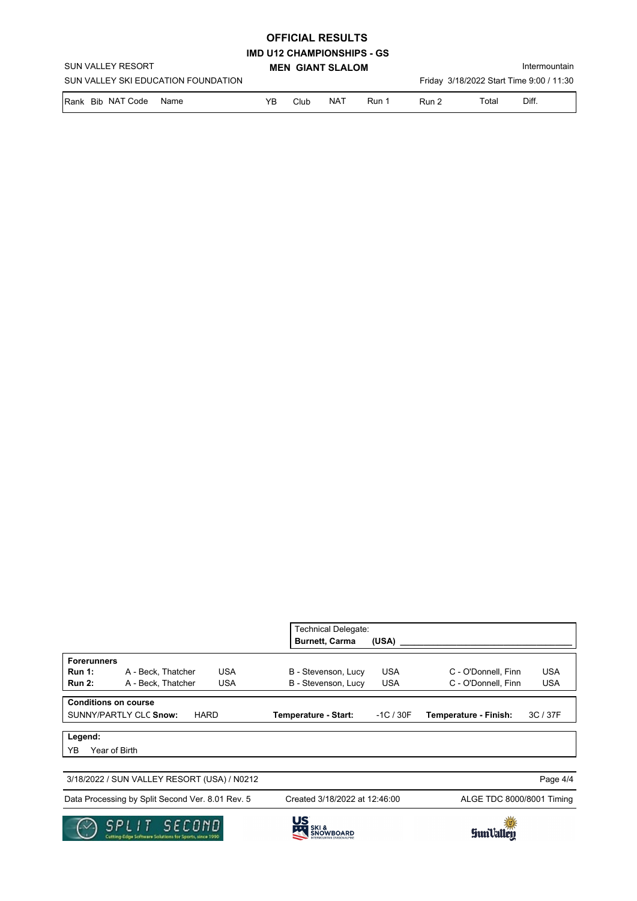# OFFICIAL RESULTS

## IMD U12 CHAMPIONSHIPS - GS

SUN VALLEY RESORT | **MEN GIANT SLALOM** | Intermountain

SUN VALLEY SKI EDUCATION FOUNDATION | Friday 3/18/2022 Start Time 9:00 / 11:30

| Rank | Bib | NAT Code | Name | YB | Club | NAT | Run 1 | Run 2 | Total | Diff. |
|---|---|---|---|---|---|---|---|---|---|---|

Technical Delegate:
**Burnett, Carma** (USA)

**Forerunners**

| | | | | | | |
|---|---|---|---|---|---|---|
| **Run 1:** | A - Beck, Thatcher | USA | B - Stevenson, Lucy | USA | C - O'Donnell, Finn | USA |
| **Run 2:** | A - Beck, Thatcher | USA | B - Stevenson, Lucy | USA | C - O'Donnell, Finn | USA |

**Conditions on course**

SUNNY/PARTLY CLC **Snow:** HARD **Temperature - Start:** -1C / 30F **Temperature - Finish:** 3C / 37F

**Legend:**

YB Year of Birth

3/18/2022 / SUN VALLEY RESORT (USA) / N0212

Data Processing by Split Second Ver. 8.01 Rev. 5 | Created 3/18/2022 at 12:46:00 | ALGE TDC 8000/8001 Timing